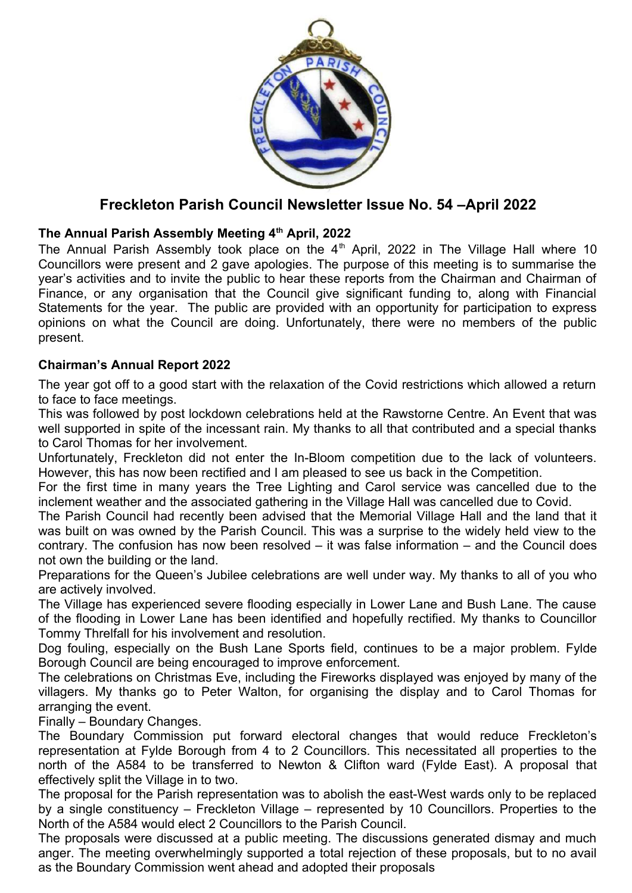# Freckleton Parish Council Newsletter Issue No. 54 –April 2022

### The Annual Parish Assembly Meeting 4th April, 2022

The Annual Parish Assembly took place on the 4th April, 2022 in The Village Hall where 10 Councillors were present and 2 gave apologies. The purpose of this meeting is to summarise the year's activities and to invite the public to hear these reports from the Chairman and Chairman of Finance, or any organisation that the Council give significant funding to, along with Financial Statements for the year. The public are provided with an opportunity for participation to express opinions on what the Council are doing. Unfortunately, there were no members of the public present.

### Chairman's Annual Report 2022

The year got off to a good start with the relaxation of the Covid restrictions which allowed a return to face to face meetings.

This was followed by post lockdown celebrations held at the Rawstorne Centre. An Event that was well supported in spite of the incessant rain. My thanks to all that contributed and a special thanks to Carol Thomas for her involvement.

Unfortunately, Freckleton did not enter the In-Bloom competition due to the lack of volunteers. However, this has now been rectified and I am pleased to see us back in the Competition.

For the first time in many years the Tree Lighting and Carol service was cancelled due to the inclement weather and the associated gathering in the Village Hall was cancelled due to Covid.

The Parish Council had recently been advised that the Memorial Village Hall and the land that it was built on was owned by the Parish Council. This was a surprise to the widely held view to the contrary. The confusion has now been resolved – it was false information – and the Council does not own the building or the land.

Preparations for the Queen's Jubilee celebrations are well under way. My thanks to all of you who are actively involved.

The Village has experienced severe flooding especially in Lower Lane and Bush Lane. The cause of the flooding in Lower Lane has been identified and hopefully rectified. My thanks to Councillor Tommy Threlfall for his involvement and resolution.

Dog fouling, especially on the Bush Lane Sports field, continues to be a major problem. Fylde Borough Council are being encouraged to improve enforcement.

The celebrations on Christmas Eve, including the Fireworks displayed was enjoyed by many of the villagers. My thanks go to Peter Walton, for organising the display and to Carol Thomas for arranging the event.

Finally – Boundary Changes.

The Boundary Commission put forward electoral changes that would reduce Freckleton's representation at Fylde Borough from 4 to 2 Councillors. This necessitated all properties to the north of the A584 to be transferred to Newton & Clifton ward (Fylde East). A proposal that effectively split the Village in to two.

The proposal for the Parish representation was to abolish the east-West wards only to be replaced by a single constituency – Freckleton Village – represented by 10 Councillors. Properties to the North of the A584 would elect 2 Councillors to the Parish Council.

The proposals were discussed at a public meeting. The discussions generated dismay and much anger. The meeting overwhelmingly supported a total rejection of these proposals, but to no avail as the Boundary Commission went ahead and adopted their proposals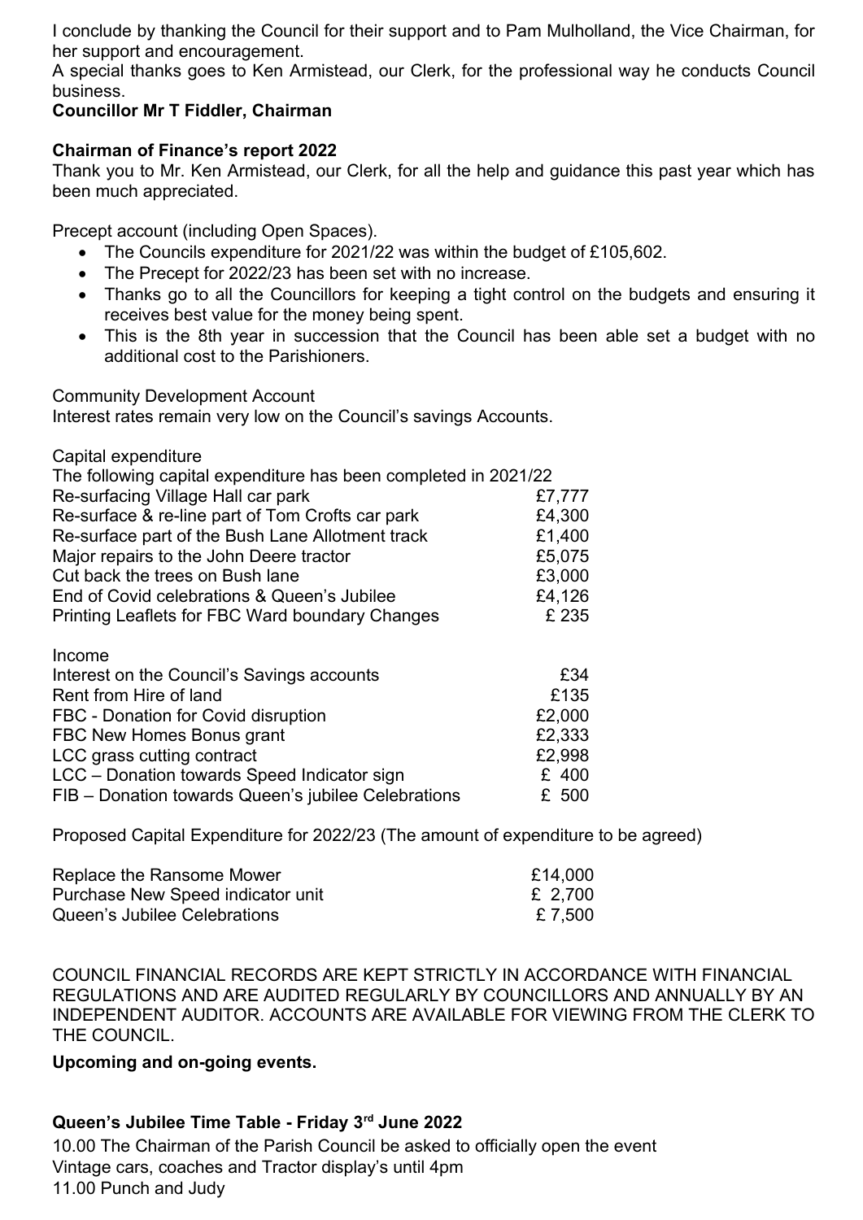I conclude by thanking the Council for their support and to Pam Mulholland, the Vice Chairman, for her support and encouragement.
A special thanks goes to Ken Armistead, our Clerk, for the professional way he conducts Council business.

**Councillor Mr T Fiddler, Chairman**

**Chairman of Finance's report 2022**

Thank you to Mr. Ken Armistead, our Clerk, for all the help and guidance this past year which has been much appreciated.

Precept account (including Open Spaces).

- The Councils expenditure for 2021/22 was within the budget of £105,602.
- The Precept for 2022/23 has been set with no increase.
- Thanks go to all the Councillors for keeping a tight control on the budgets and ensuring it receives best value for the money being spent.
- This is the 8th year in succession that the Council has been able set a budget with no additional cost to the Parishioners.

Community Development Account
Interest rates remain very low on the Council's savings Accounts.

Capital expenditure
The following capital expenditure has been completed in 2021/22

| | |
|---|---|
| Re-surfacing Village Hall car park | £7,777 |
| Re-surface & re-line part of Tom Crofts car park | £4,300 |
| Re-surface part of the Bush Lane Allotment track | £1,400 |
| Major repairs to the John Deere tractor | £5,075 |
| Cut back the trees on Bush lane | £3,000 |
| End of Covid celebrations & Queen's Jubilee | £4,126 |
| Printing Leaflets for FBC Ward boundary Changes | £ 235 |

Income

| | |
|---|---|
| Interest on the Council's Savings accounts | £34 |
| Rent from Hire of land | £135 |
| FBC - Donation for Covid disruption | £2,000 |
| FBC New Homes Bonus grant | £2,333 |
| LCC grass cutting contract | £2,998 |
| LCC – Donation towards Speed Indicator sign | £ 400 |
| FIB – Donation towards Queen's jubilee Celebrations | £ 500 |

Proposed Capital Expenditure for 2022/23 (The amount of expenditure to be agreed)

| | |
|---|---|
| Replace the Ransome Mower | £14,000 |
| Purchase New Speed indicator unit | £ 2,700 |
| Queen's Jubilee Celebrations | £ 7,500 |

COUNCIL FINANCIAL RECORDS ARE KEPT STRICTLY IN ACCORDANCE WITH FINANCIAL REGULATIONS AND ARE AUDITED REGULARLY BY COUNCILLORS AND ANNUALLY BY AN INDEPENDENT AUDITOR. ACCOUNTS ARE AVAILABLE FOR VIEWING FROM THE CLERK TO THE COUNCIL.

**Upcoming and on-going events.**

**Queen's Jubilee Time Table - Friday 3rd June 2022**

10.00 The Chairman of the Parish Council be asked to officially open the event
Vintage cars, coaches and Tractor display's until 4pm
11.00 Punch and Judy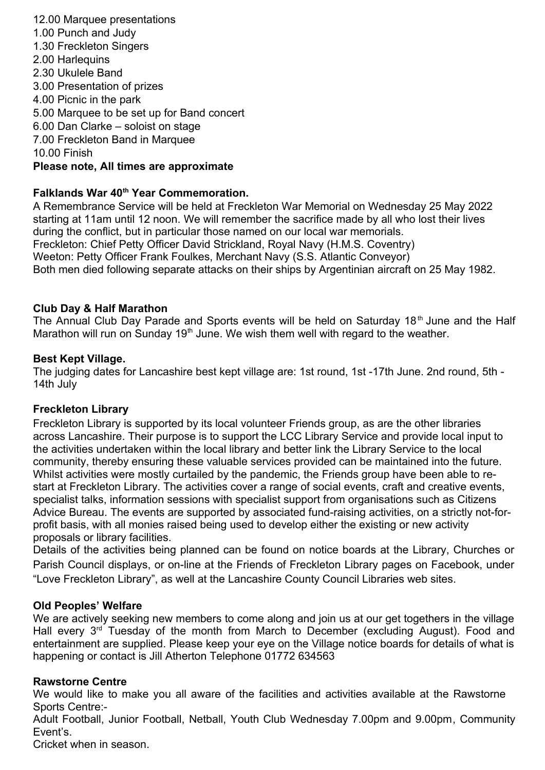12.00 Marquee presentations
1.00 Punch and Judy
1.30 Freckleton Singers
2.00 Harlequins
2.30 Ukulele Band
3.00 Presentation of prizes
4.00 Picnic in the park
5.00 Marquee to be set up for Band concert
6.00 Dan Clarke – soloist on stage
7.00 Freckleton Band in Marquee
10.00 Finish
**Please note, All times are approximate**

### Falklands War 40th Year Commemoration.

A Remembrance Service will be held at Freckleton War Memorial on Wednesday 25 May 2022 starting at 11am until 12 noon. We will remember the sacrifice made by all who lost their lives during the conflict, but in particular those named on our local war memorials.
Freckleton: Chief Petty Officer David Strickland, Royal Navy (H.M.S. Coventry)
Weeton: Petty Officer Frank Foulkes, Merchant Navy (S.S. Atlantic Conveyor)
Both men died following separate attacks on their ships by Argentinian aircraft on 25 May 1982.

### Club Day & Half Marathon

The Annual Club Day Parade and Sports events will be held on Saturday 18th June and the Half Marathon will run on Sunday 19th June. We wish them well with regard to the weather.

### Best Kept Village.

The judging dates for Lancashire best kept village are: 1st round, 1st -17th June. 2nd round, 5th - 14th July

### Freckleton Library

Freckleton Library is supported by its local volunteer Friends group, as are the other libraries across Lancashire. Their purpose is to support the LCC Library Service and provide local input to the activities undertaken within the local library and better link the Library Service to the local community, thereby ensuring these valuable services provided can be maintained into the future. Whilst activities were mostly curtailed by the pandemic, the Friends group have been able to re-start at Freckleton Library. The activities cover a range of social events, craft and creative events, specialist talks, information sessions with specialist support from organisations such as Citizens Advice Bureau. The events are supported by associated fund-raising activities, on a strictly not-for-profit basis, with all monies raised being used to develop either the existing or new activity proposals or library facilities.
Details of the activities being planned can be found on notice boards at the Library, Churches or Parish Council displays, or on-line at the Friends of Freckleton Library pages on Facebook, under "Love Freckleton Library", as well at the Lancashire County Council Libraries web sites.

### Old Peoples' Welfare

We are actively seeking new members to come along and join us at our get togethers in the village Hall every 3rd Tuesday of the month from March to December (excluding August). Food and entertainment are supplied. Please keep your eye on the Village notice boards for details of what is happening or contact is Jill Atherton Telephone 01772 634563

### Rawstorne Centre

We would like to make you all aware of the facilities and activities available at the Rawstorne Sports Centre:-
Adult Football, Junior Football, Netball, Youth Club Wednesday 7.00pm and 9.00pm, Community Event's.
Cricket when in season.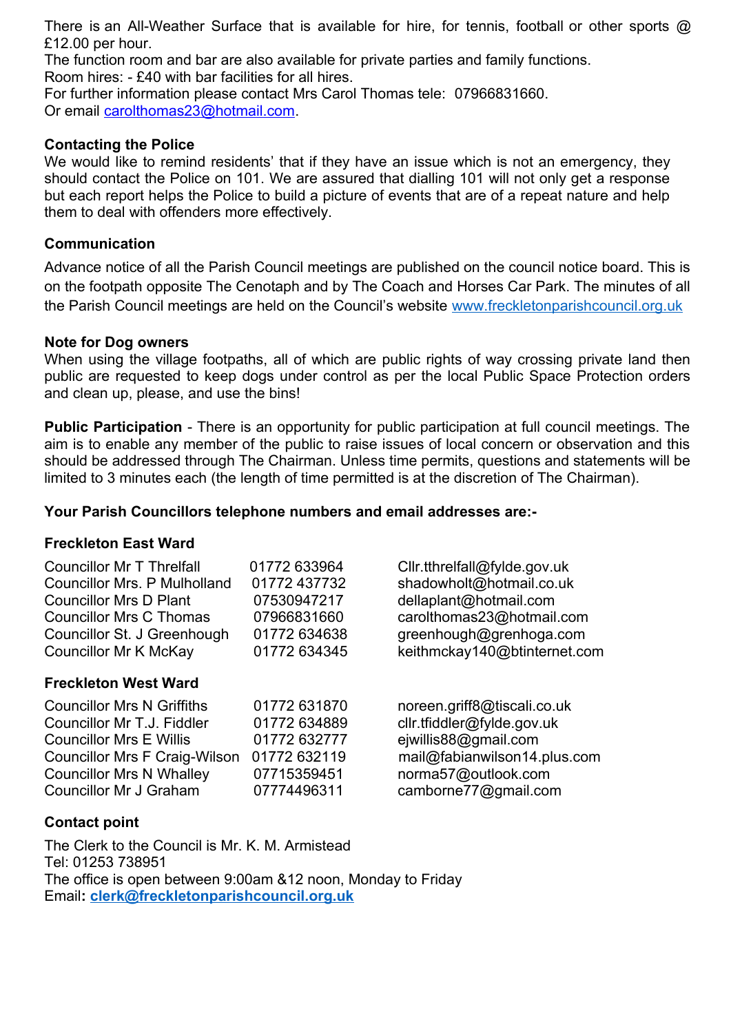There is an All-Weather Surface that is available for hire, for tennis, football or other sports @ £12.00 per hour.

The function room and bar are also available for private parties and family functions.

Room hires: - £40 with bar facilities for all hires.

For further information please contact Mrs Carol Thomas tele: 07966831660.

Or email carolthomas23@hotmail.com.

**Contacting the Police**

We would like to remind residents' that if they have an issue which is not an emergency, they should contact the Police on 101. We are assured that dialling 101 will not only get a response but each report helps the Police to build a picture of events that are of a repeat nature and help them to deal with offenders more effectively.

**Communication**

Advance notice of all the Parish Council meetings are published on the council notice board. This is on the footpath opposite The Cenotaph and by The Coach and Horses Car Park. The minutes of all the Parish Council meetings are held on the Council's website www.freckletonparishcouncil.org.uk

**Note for Dog owners**

When using the village footpaths, all of which are public rights of way crossing private land then public are requested to keep dogs under control as per the local Public Space Protection orders and clean up, please, and use the bins!

**Public Participation** - There is an opportunity for public participation at full council meetings. The aim is to enable any member of the public to raise issues of local concern or observation and this should be addressed through The Chairman. Unless time permits, questions and statements will be limited to 3 minutes each (the length of time permitted is at the discretion of The Chairman).

**Your Parish Councillors telephone numbers and email addresses are:-**

**Freckleton East Ward**

| | | |
|---|---|---|
| Councillor Mr T Threlfall | 01772 633964 | Cllr.tthrelfall@fylde.gov.uk |
| Councillor Mrs. P Mulholland | 01772 437732 | shadowholt@hotmail.co.uk |
| Councillor Mrs D Plant | 07530947217 | dellaplant@hotmail.com |
| Councillor Mrs C Thomas | 07966831660 | carolthomas23@hotmail.com |
| Councillor St. J Greenhough | 01772 634638 | greenhough@grenhoga.com |
| Councillor Mr K McKay | 01772 634345 | keithmckay140@btinternet.com |

**Freckleton West Ward**

| | | |
|---|---|---|
| Councillor Mrs N Griffiths | 01772 631870 | noreen.griff8@tiscali.co.uk |
| Councillor Mr T.J. Fiddler | 01772 634889 | cllr.tfiddler@fylde.gov.uk |
| Councillor Mrs E Willis | 01772 632777 | ejwillis88@gmail.com |
| Councillor Mrs F Craig-Wilson | 01772 632119 | mail@fabianwilson14.plus.com |
| Councillor Mrs N Whalley | 07715359451 | norma57@outlook.com |
| Councillor Mr J Graham | 07774496311 | camborne77@gmail.com |

**Contact point**

The Clerk to the Council is Mr. K. M. Armistead

Tel: 01253 738951

The office is open between 9:00am &12 noon, Monday to Friday

Email**: clerk@freckletonparishcouncil.org.uk**